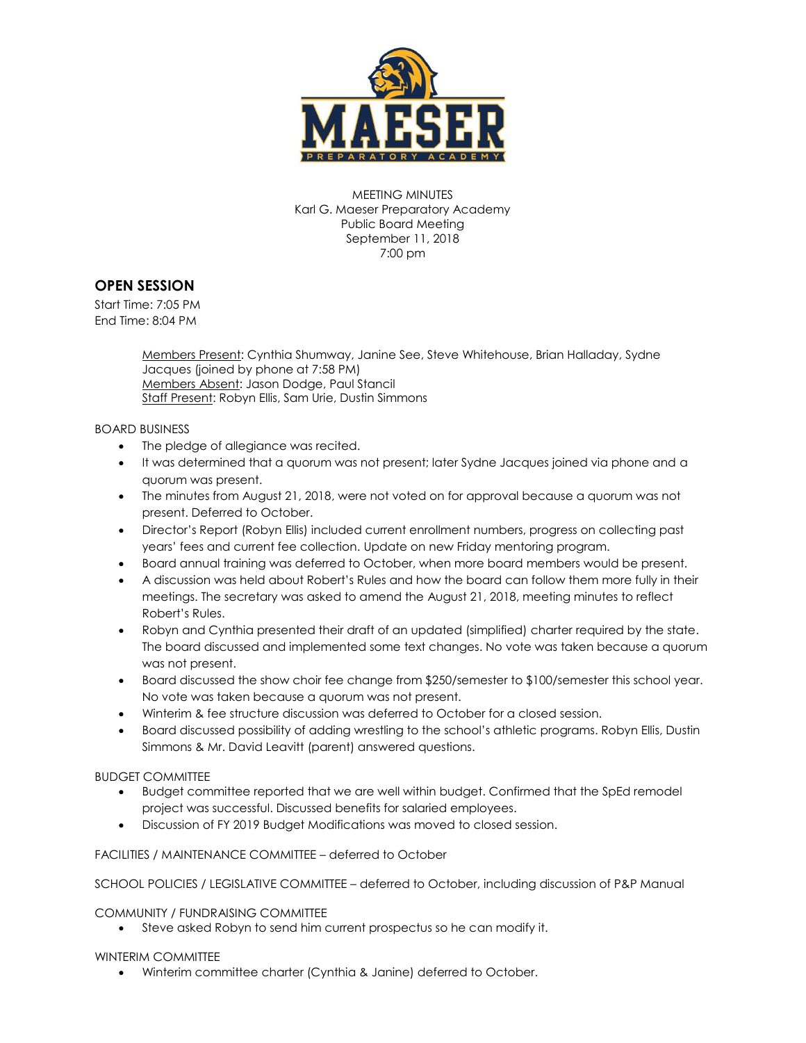MEETING MINUTES
Karl G. Maeser Preparatory Academy
Public Board Meeting
September 11, 2018
7:00 pm

## OPEN SESSION

Start Time: 7:05 PM
End Time: 8:04 PM

Members Present: Cynthia Shumway, Janine See, Steve Whitehouse, Brian Halladay, Sydne Jacques (joined by phone at 7:58 PM)
Members Absent: Jason Dodge, Paul Stancil
Staff Present: Robyn Ellis, Sam Urie, Dustin Simmons

BOARD BUSINESS

- The pledge of allegiance was recited.
- It was determined that a quorum was not present; later Sydne Jacques joined via phone and a quorum was present.
- The minutes from August 21, 2018, were not voted on for approval because a quorum was not present. Deferred to October.
- Director's Report (Robyn Ellis) included current enrollment numbers, progress on collecting past years' fees and current fee collection. Update on new Friday mentoring program.
- Board annual training was deferred to October, when more board members would be present.
- A discussion was held about Robert's Rules and how the board can follow them more fully in their meetings. The secretary was asked to amend the August 21, 2018, meeting minutes to reflect Robert's Rules.
- Robyn and Cynthia presented their draft of an updated (simplified) charter required by the state. The board discussed and implemented some text changes. No vote was taken because a quorum was not present.
- Board discussed the show choir fee change from $250/semester to $100/semester this school year. No vote was taken because a quorum was not present.
- Winterim & fee structure discussion was deferred to October for a closed session.
- Board discussed possibility of adding wrestling to the school's athletic programs. Robyn Ellis, Dustin Simmons & Mr. David Leavitt (parent) answered questions.

BUDGET COMMITTEE

- Budget committee reported that we are well within budget. Confirmed that the SpEd remodel project was successful. Discussed benefits for salaried employees.
- Discussion of FY 2019 Budget Modifications was moved to closed session.

FACILITIES / MAINTENANCE COMMITTEE – deferred to October

SCHOOL POLICIES / LEGISLATIVE COMMITTEE – deferred to October, including discussion of P&P Manual

COMMUNITY / FUNDRAISING COMMITTEE

- Steve asked Robyn to send him current prospectus so he can modify it.

WINTERIM COMMITTEE

- Winterim committee charter (Cynthia & Janine) deferred to October.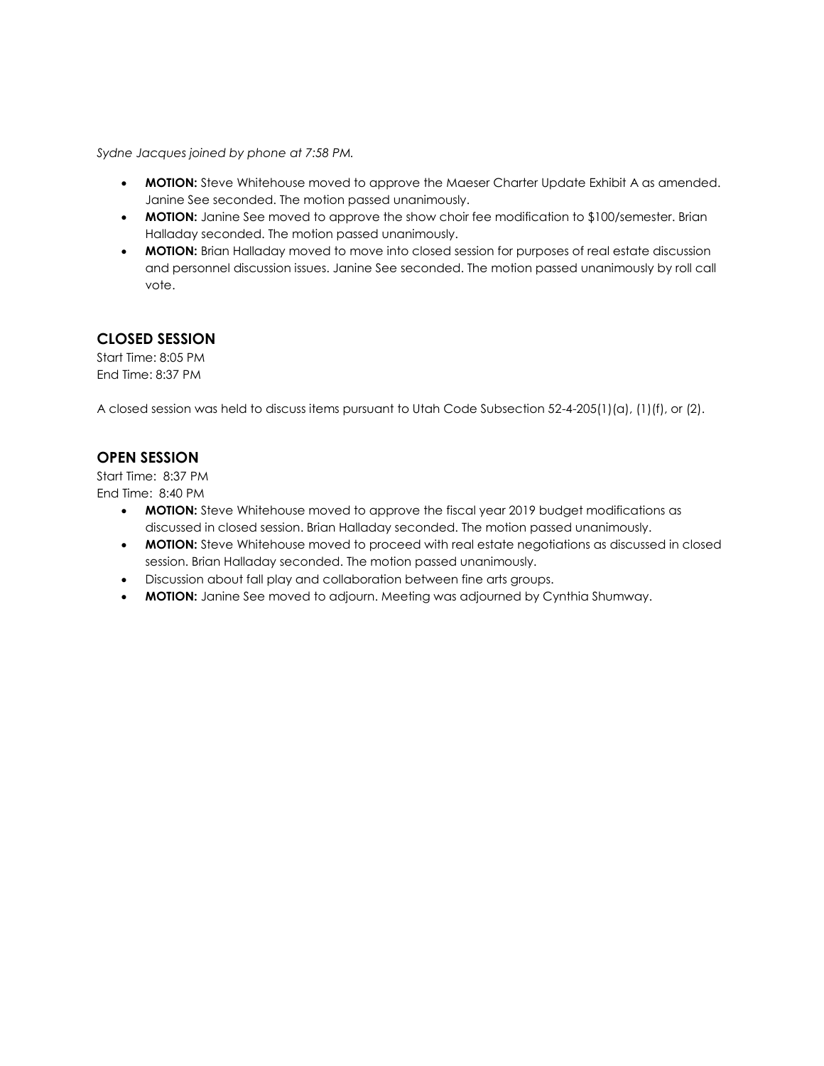*Sydne Jacques joined by phone at 7:58 PM.*

- **MOTION:** Steve Whitehouse moved to approve the Maeser Charter Update Exhibit A as amended. Janine See seconded. The motion passed unanimously.
- **MOTION:** Janine See moved to approve the show choir fee modification to $100/semester. Brian Halladay seconded. The motion passed unanimously.
- **MOTION:** Brian Halladay moved to move into closed session for purposes of real estate discussion and personnel discussion issues. Janine See seconded. The motion passed unanimously by roll call vote.

## CLOSED SESSION

Start Time: 8:05 PM
End Time: 8:37 PM

A closed session was held to discuss items pursuant to Utah Code Subsection 52-4-205(1)(a), (1)(f), or (2).

## OPEN SESSION

Start Time: 8:37 PM
End Time: 8:40 PM

- **MOTION:** Steve Whitehouse moved to approve the fiscal year 2019 budget modifications as discussed in closed session. Brian Halladay seconded. The motion passed unanimously.
- **MOTION:** Steve Whitehouse moved to proceed with real estate negotiations as discussed in closed session. Brian Halladay seconded. The motion passed unanimously.
- Discussion about fall play and collaboration between fine arts groups.
- **MOTION:** Janine See moved to adjourn. Meeting was adjourned by Cynthia Shumway.